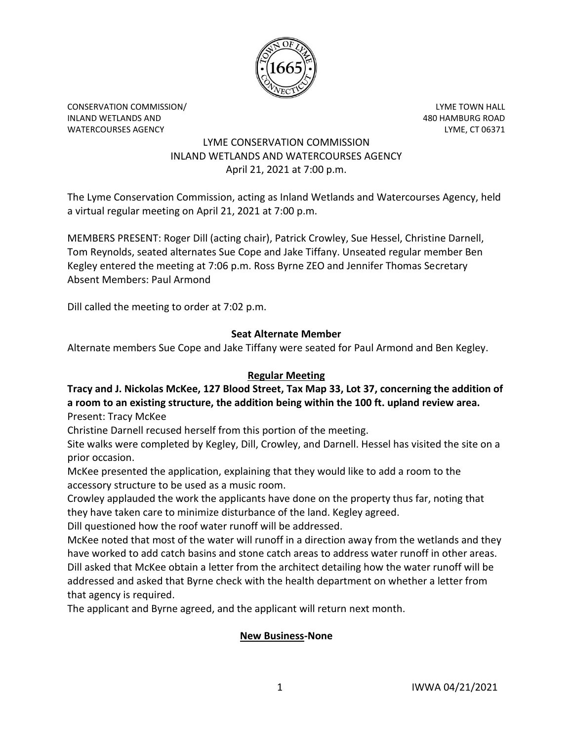CONSERVATION COMMISSION/
INLAND WETLANDS AND
WATERCOURSES AGENCY

LYME TOWN HALL
480 HAMBURG ROAD
LYME, CT 06371

# LYME CONSERVATION COMMISSION
## INLAND WETLANDS AND WATERCOURSES AGENCY
### April 21, 2021 at 7:00 p.m.

The Lyme Conservation Commission, acting as Inland Wetlands and Watercourses Agency, held a virtual regular meeting on April 21, 2021 at 7:00 p.m.

MEMBERS PRESENT: Roger Dill (acting chair), Patrick Crowley, Sue Hessel, Christine Darnell, Tom Reynolds, seated alternates Sue Cope and Jake Tiffany. Unseated regular member Ben Kegley entered the meeting at 7:06 p.m. Ross Byrne ZEO and Jennifer Thomas Secretary
Absent Members: Paul Armond

Dill called the meeting to order at 7:02 p.m.

**Seat Alternate Member**

Alternate members Sue Cope and Jake Tiffany were seated for Paul Armond and Ben Kegley.

**Regular Meeting**

**Tracy and J. Nickolas McKee, 127 Blood Street, Tax Map 33, Lot 37, concerning the addition of a room to an existing structure, the addition being within the 100 ft. upland review area.**

Present: Tracy McKee

Christine Darnell recused herself from this portion of the meeting.

Site walks were completed by Kegley, Dill, Crowley, and Darnell. Hessel has visited the site on a prior occasion.

McKee presented the application, explaining that they would like to add a room to the accessory structure to be used as a music room.

Crowley applauded the work the applicants have done on the property thus far, noting that they have taken care to minimize disturbance of the land. Kegley agreed.

Dill questioned how the roof water runoff will be addressed.

McKee noted that most of the water will runoff in a direction away from the wetlands and they have worked to add catch basins and stone catch areas to address water runoff in other areas.

Dill asked that McKee obtain a letter from the architect detailing how the water runoff will be addressed and asked that Byrne check with the health department on whether a letter from that agency is required.

The applicant and Byrne agreed, and the applicant will return next month.

**New Business-None**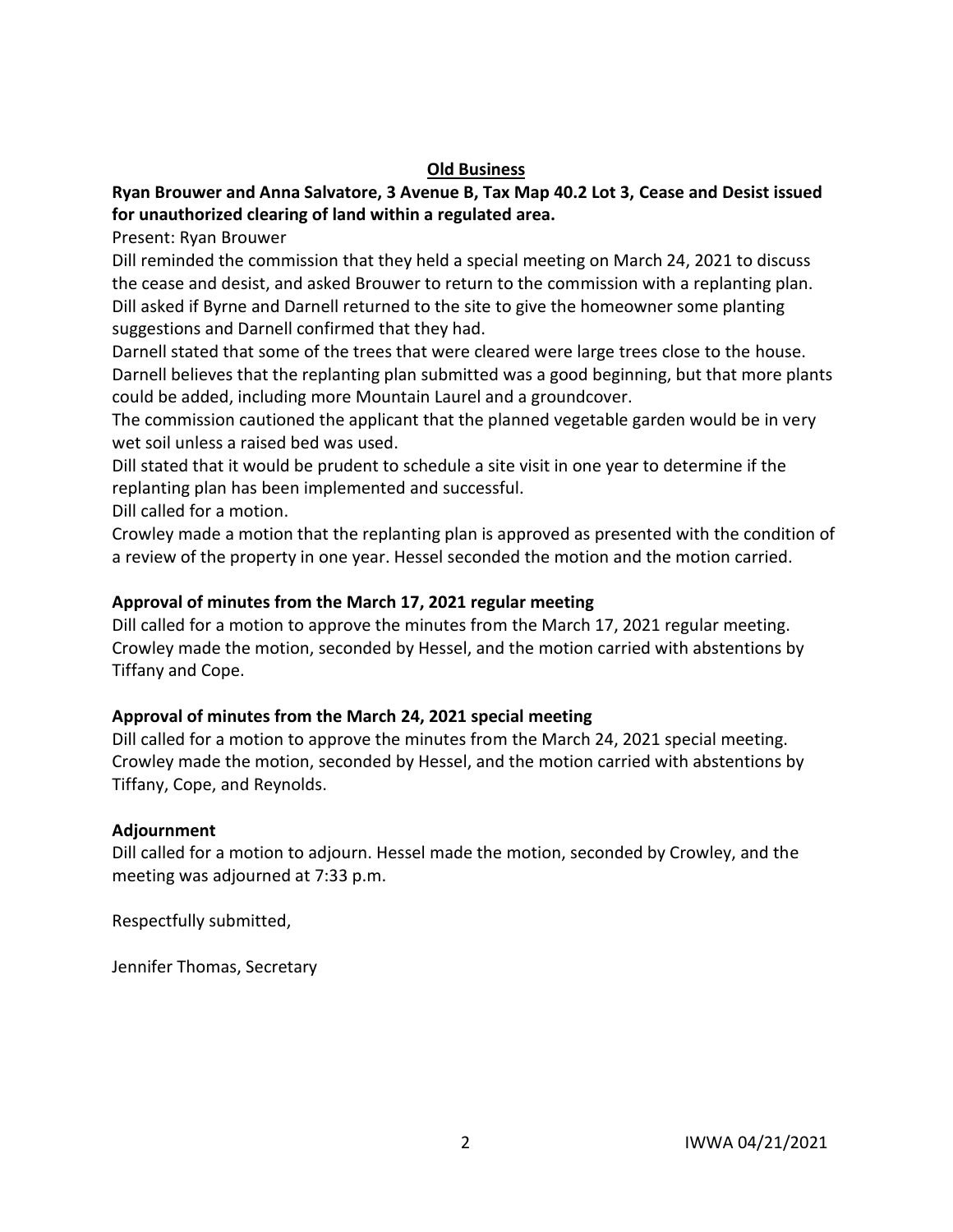## Old Business

**Ryan Brouwer and Anna Salvatore, 3 Avenue B, Tax Map 40.2 Lot 3, Cease and Desist issued for unauthorized clearing of land within a regulated area.**

Present: Ryan Brouwer

Dill reminded the commission that they held a special meeting on March 24, 2021 to discuss the cease and desist, and asked Brouwer to return to the commission with a replanting plan. Dill asked if Byrne and Darnell returned to the site to give the homeowner some planting suggestions and Darnell confirmed that they had.

Darnell stated that some of the trees that were cleared were large trees close to the house. Darnell believes that the replanting plan submitted was a good beginning, but that more plants could be added, including more Mountain Laurel and a groundcover.

The commission cautioned the applicant that the planned vegetable garden would be in very wet soil unless a raised bed was used.

Dill stated that it would be prudent to schedule a site visit in one year to determine if the replanting plan has been implemented and successful.

Dill called for a motion.

Crowley made a motion that the replanting plan is approved as presented with the condition of a review of the property in one year. Hessel seconded the motion and the motion carried.

**Approval of minutes from the March 17, 2021 regular meeting**

Dill called for a motion to approve the minutes from the March 17, 2021 regular meeting. Crowley made the motion, seconded by Hessel, and the motion carried with abstentions by Tiffany and Cope.

**Approval of minutes from the March 24, 2021 special meeting**

Dill called for a motion to approve the minutes from the March 24, 2021 special meeting. Crowley made the motion, seconded by Hessel, and the motion carried with abstentions by Tiffany, Cope, and Reynolds.

**Adjournment**

Dill called for a motion to adjourn. Hessel made the motion, seconded by Crowley, and the meeting was adjourned at 7:33 p.m.

Respectfully submitted,

Jennifer Thomas, Secretary